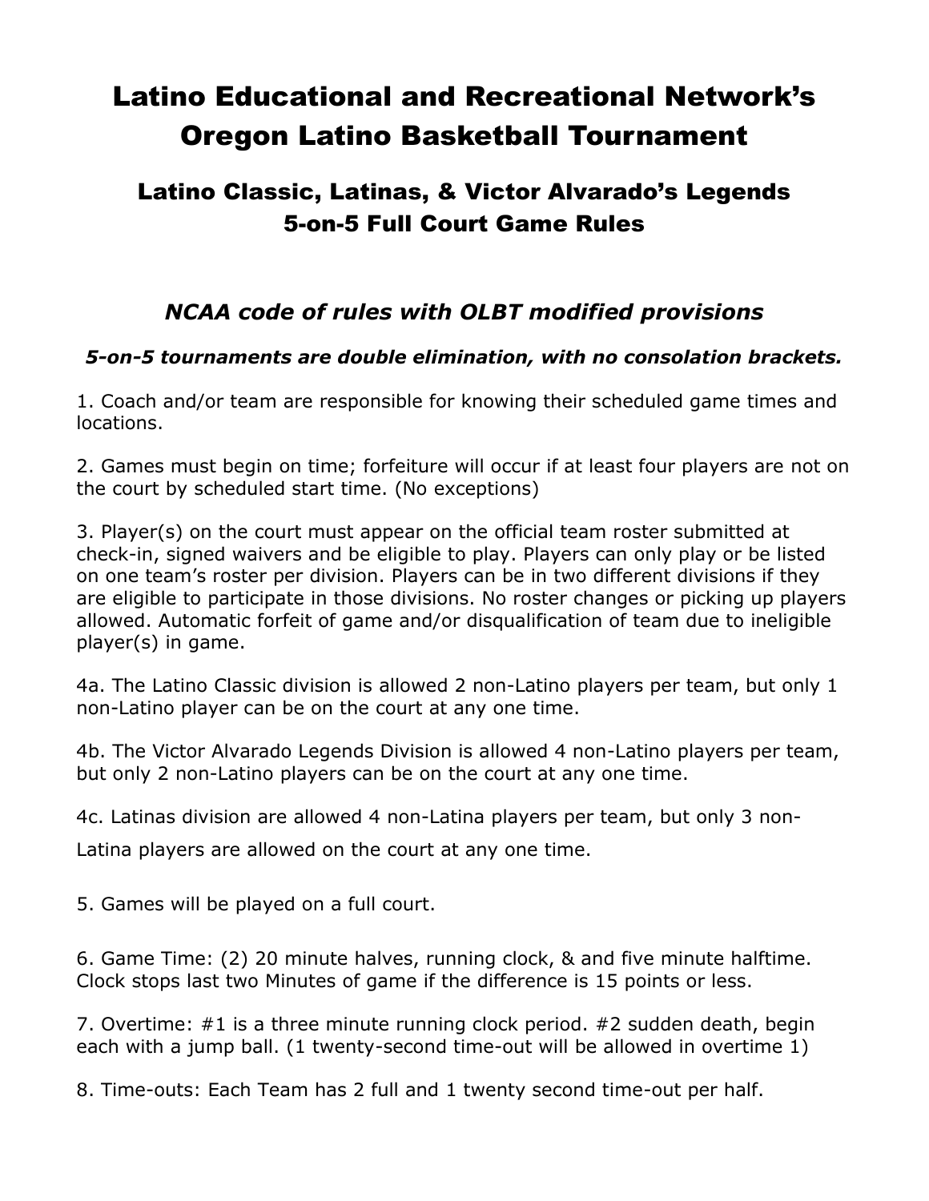# Latino Educational and Recreational Network's Oregon Latino Basketball Tournament

## Latino Classic, Latinas, & Victor Alvarado's Legends 5-on-5 Full Court Game Rules

### *NCAA code of rules with OLBT modified provisions*

***5-on-5 tournaments are double elimination, with no consolation brackets.***

1. Coach and/or team are responsible for knowing their scheduled game times and locations.

2. Games must begin on time; forfeiture will occur if at least four players are not on the court by scheduled start time. (No exceptions)

3. Player(s) on the court must appear on the official team roster submitted at check-in, signed waivers and be eligible to play. Players can only play or be listed on one team's roster per division. Players can be in two different divisions if they are eligible to participate in those divisions. No roster changes or picking up players allowed. Automatic forfeit of game and/or disqualification of team due to ineligible player(s) in game.

4a. The Latino Classic division is allowed 2 non-Latino players per team, but only 1 non-Latino player can be on the court at any one time.

4b. The Victor Alvarado Legends Division is allowed 4 non-Latino players per team, but only 2 non-Latino players can be on the court at any one time.

4c. Latinas division are allowed 4 non-Latina players per team, but only 3 non-Latina players are allowed on the court at any one time.

5. Games will be played on a full court.

6. Game Time: (2) 20 minute halves, running clock, & and five minute halftime. Clock stops last two Minutes of game if the difference is 15 points or less.

7. Overtime: #1 is a three minute running clock period. #2 sudden death, begin each with a jump ball. (1 twenty-second time-out will be allowed in overtime 1)

8. Time-outs: Each Team has 2 full and 1 twenty second time-out per half.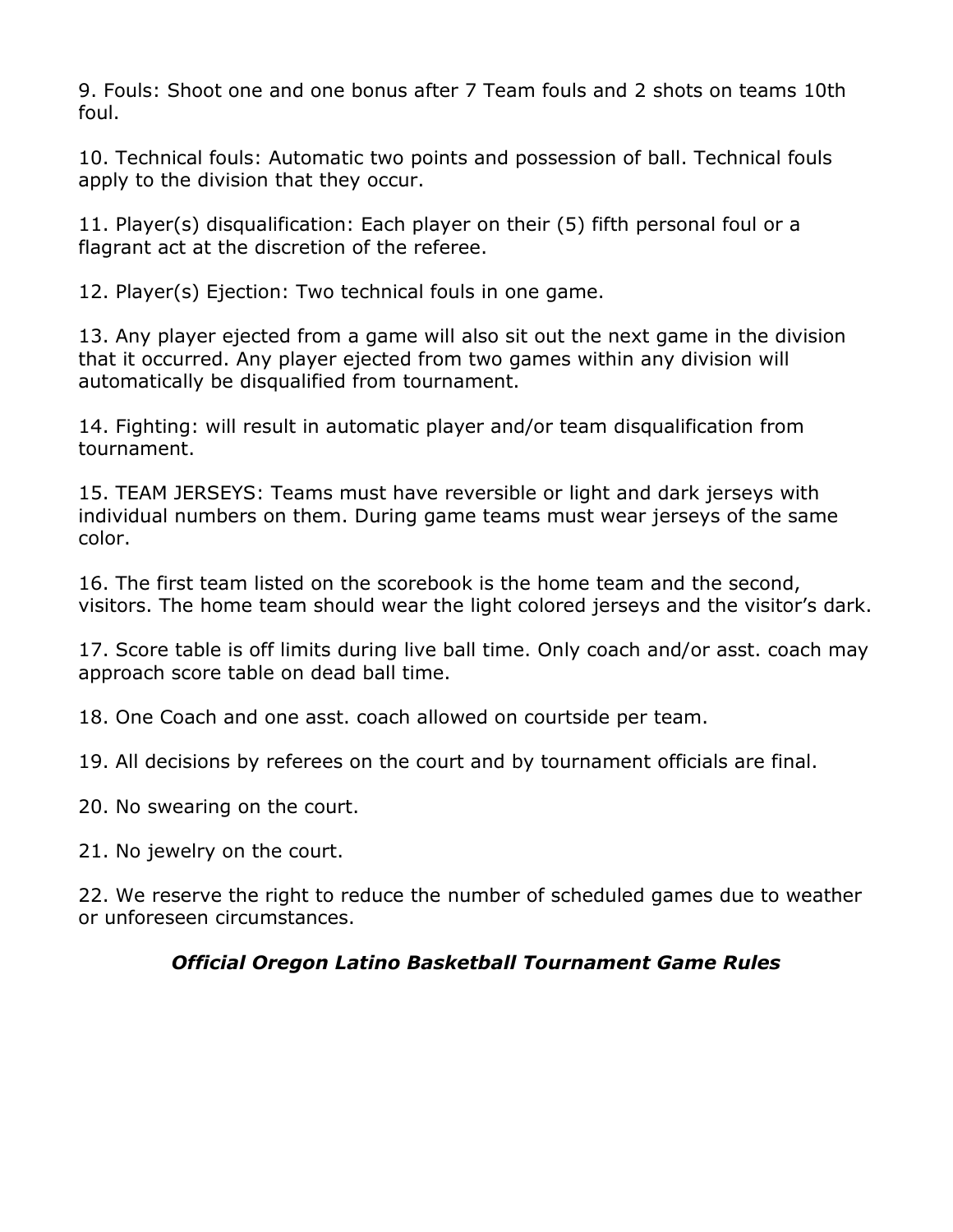9. Fouls: Shoot one and one bonus after 7 Team fouls and 2 shots on teams 10th foul.

10. Technical fouls: Automatic two points and possession of ball. Technical fouls apply to the division that they occur.

11. Player(s) disqualification: Each player on their (5) fifth personal foul or a flagrant act at the discretion of the referee.

12. Player(s) Ejection: Two technical fouls in one game.

13. Any player ejected from a game will also sit out the next game in the division that it occurred. Any player ejected from two games within any division will automatically be disqualified from tournament.

14. Fighting: will result in automatic player and/or team disqualification from tournament.

15. TEAM JERSEYS: Teams must have reversible or light and dark jerseys with individual numbers on them. During game teams must wear jerseys of the same color.

16. The first team listed on the scorebook is the home team and the second, visitors. The home team should wear the light colored jerseys and the visitor's dark.

17. Score table is off limits during live ball time. Only coach and/or asst. coach may approach score table on dead ball time.

18. One Coach and one asst. coach allowed on courtside per team.

19. All decisions by referees on the court and by tournament officials are final.

20. No swearing on the court.

21. No jewelry on the court.

22. We reserve the right to reduce the number of scheduled games due to weather or unforeseen circumstances.

***Official Oregon Latino Basketball Tournament Game Rules***